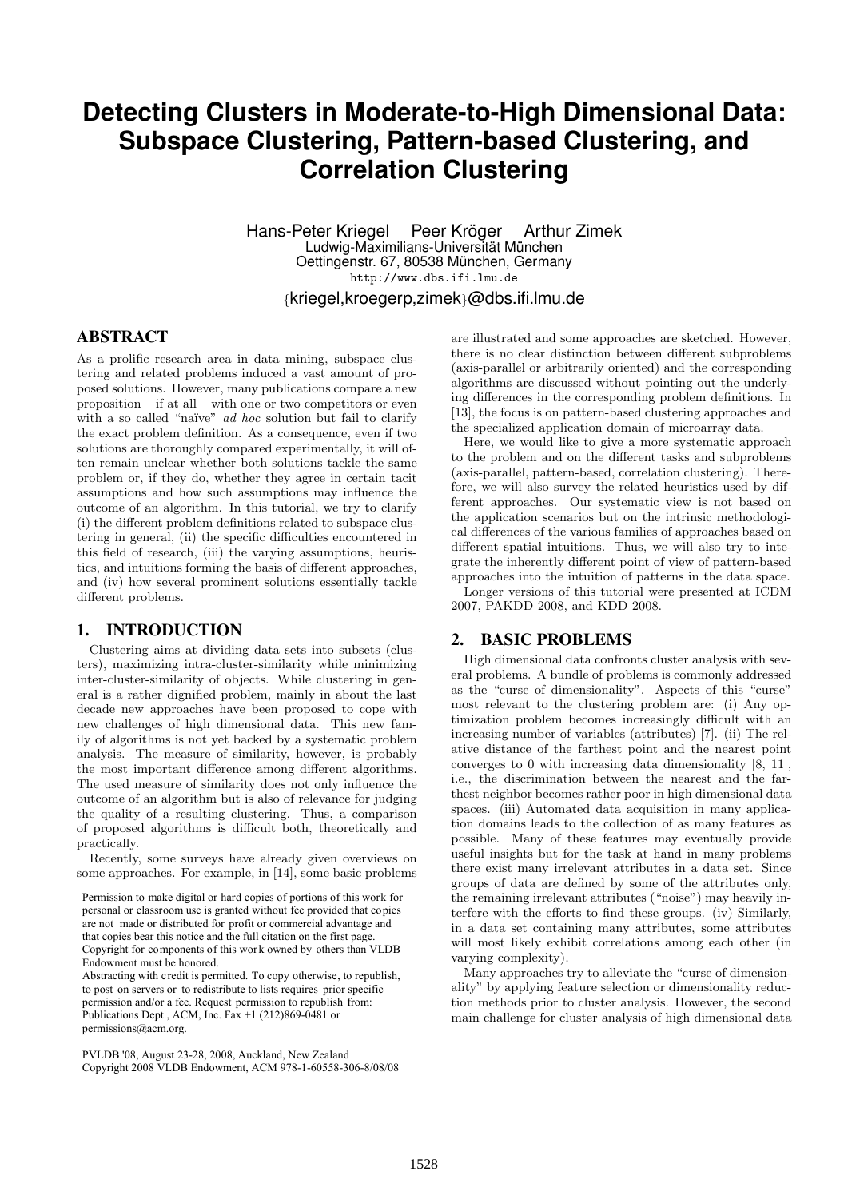# Detecting Clusters in Moderate-to-High Dimensional Data: Subspace Clustering, Pattern-based Clustering, and Correlation Clustering

Hans-Peter Kriegel Peer Kröger Arthur Zimek
Ludwig-Maximilians-Universität München
Oettingenstr. 67, 80538 München, Germany
http://www.dbs.ifi.lmu.de
{kriegel,kroegerp,zimek}@dbs.ifi.lmu.de

## ABSTRACT

As a prolific research area in data mining, subspace clustering and related problems induced a vast amount of proposed solutions. However, many publications compare a new proposition – if at all – with one or two competitors or even with a so called "naïve" *ad hoc* solution but fail to clarify the exact problem definition. As a consequence, even if two solutions are thoroughly compared experimentally, it will often remain unclear whether both solutions tackle the same problem or, if they do, whether they agree in certain tacit assumptions and how such assumptions may influence the outcome of an algorithm. In this tutorial, we try to clarify (i) the different problem definitions related to subspace clustering in general, (ii) the specific difficulties encountered in this field of research, (iii) the varying assumptions, heuristics, and intuitions forming the basis of different approaches, and (iv) how several prominent solutions essentially tackle different problems.

## 1. INTRODUCTION

Clustering aims at dividing data sets into subsets (clusters), maximizing intra-cluster-similarity while minimizing inter-cluster-similarity of objects. While clustering in general is a rather dignified problem, mainly in about the last decade new approaches have been proposed to cope with new challenges of high dimensional data. This new family of algorithms is not yet backed by a systematic problem analysis. The measure of similarity, however, is probably the most important difference among different algorithms. The used measure of similarity does not only influence the outcome of an algorithm but is also of relevance for judging the quality of a resulting clustering. Thus, a comparison of proposed algorithms is difficult both, theoretically and practically.

Recently, some surveys have already given overviews on some approaches. For example, in [14], some basic problems are illustrated and some approaches are sketched. However, there is no clear distinction between different subproblems (axis-parallel or arbitrarily oriented) and the corresponding algorithms are discussed without pointing out the underlying differences in the corresponding problem definitions. In [13], the focus is on pattern-based clustering approaches and the specialized application domain of microarray data.

Here, we would like to give a more systematic approach to the problem and on the different tasks and subproblems (axis-parallel, pattern-based, correlation clustering). Therefore, we will also survey the related heuristics used by different approaches. Our systematic view is not based on the application scenarios but on the intrinsic methodological differences of the various families of approaches based on different spatial intuitions. Thus, we will also try to integrate the inherently different point of view of pattern-based approaches into the intuition of patterns in the data space.

Longer versions of this tutorial were presented at ICDM 2007, PAKDD 2008, and KDD 2008.

## 2. BASIC PROBLEMS

High dimensional data confronts cluster analysis with several problems. A bundle of problems is commonly addressed as the "curse of dimensionality". Aspects of this "curse" most relevant to the clustering problem are: (i) Any optimization problem becomes increasingly difficult with an increasing number of variables (attributes) [7]. (ii) The relative distance of the farthest point and the nearest point converges to 0 with increasing data dimensionality [8, 11], i.e., the discrimination between the nearest and the farthest neighbor becomes rather poor in high dimensional data spaces. (iii) Automated data acquisition in many application domains leads to the collection of as many features as possible. Many of these features may eventually provide useful insights but for the task at hand in many problems there exist many irrelevant attributes in a data set. Since groups of data are defined by some of the attributes only, the remaining irrelevant attributes ("noise") may heavily interfere with the efforts to find these groups. (iv) Similarly, in a data set containing many attributes, some attributes will most likely exhibit correlations among each other (in varying complexity).

Many approaches try to alleviate the "curse of dimensionality" by applying feature selection or dimensionality reduction methods prior to cluster analysis. However, the second main challenge for cluster analysis of high dimensional data

Permission to make digital or hard copies of portions of this work for personal or classroom use is granted without fee provided that copies are not made or distributed for profit or commercial advantage and that copies bear this notice and the full citation on the first page. Copyright for components of this work owned by others than VLDB Endowment must be honored.
Abstracting with credit is permitted. To copy otherwise, to republish, to post on servers or to redistribute to lists requires prior specific permission and/or a fee. Request permission to republish from: Publications Dept., ACM, Inc. Fax +1 (212)869-0481 or permissions@acm.org.

PVLDB '08, August 23-28, 2008, Auckland, New Zealand
Copyright 2008 VLDB Endowment, ACM 978-1-60558-306-8/08/08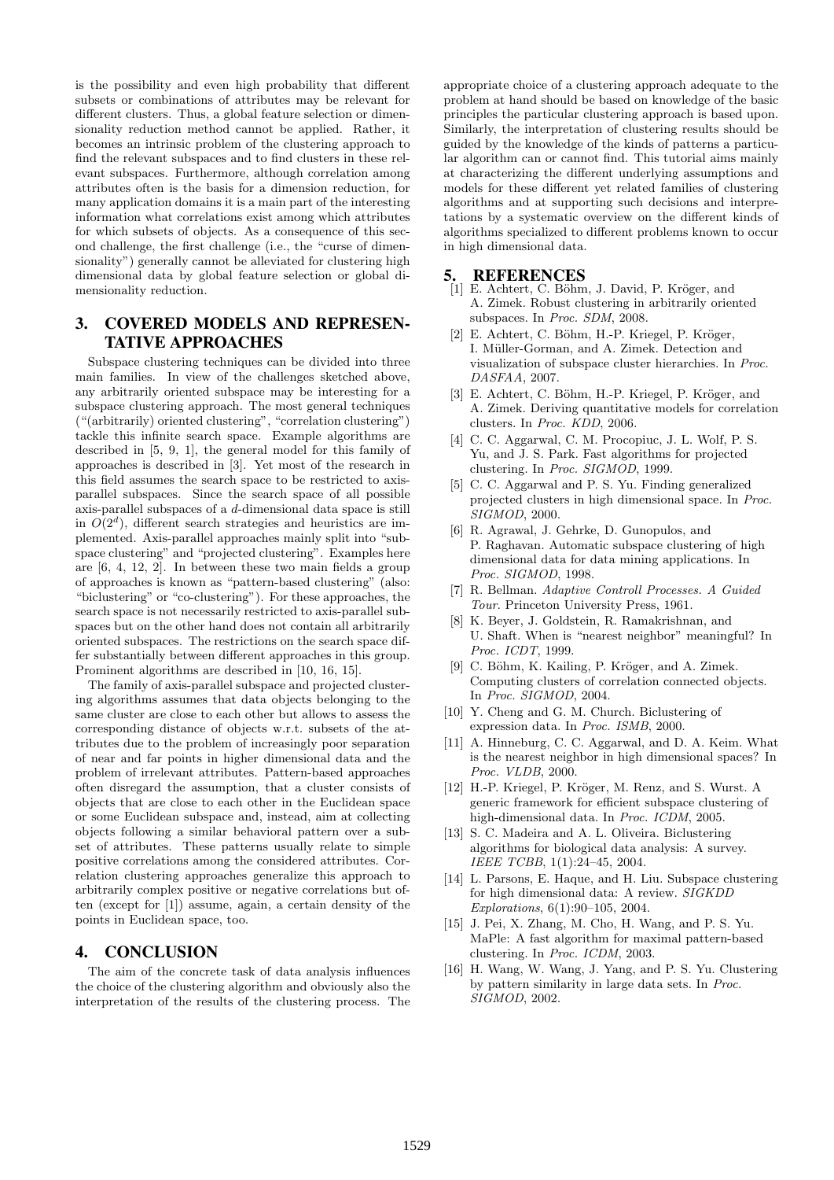is the possibility and even high probability that different subsets or combinations of attributes may be relevant for different clusters. Thus, a global feature selection or dimensionality reduction method cannot be applied. Rather, it becomes an intrinsic problem of the clustering approach to find the relevant subspaces and to find clusters in these relevant subspaces. Furthermore, although correlation among attributes often is the basis for a dimension reduction, for many application domains it is a main part of the interesting information what correlations exist among which attributes for which subsets of objects. As a consequence of this second challenge, the first challenge (i.e., the "curse of dimensionality") generally cannot be alleviated for clustering high dimensional data by global feature selection or global dimensionality reduction.

## 3. COVERED MODELS AND REPRESENTATIVE APPROACHES

Subspace clustering techniques can be divided into three main families. In view of the challenges sketched above, any arbitrarily oriented subspace may be interesting for a subspace clustering approach. The most general techniques ("(arbitrarily) oriented clustering", "correlation clustering") tackle this infinite search space. Example algorithms are described in [5, 9, 1], the general model for this family of approaches is described in [3]. Yet most of the research in this field assumes the search space to be restricted to axis-parallel subspaces. Since the search space of all possible axis-parallel subspaces of a $d$-dimensional data space is still in $O(2^d)$, different search strategies and heuristics are implemented. Axis-parallel approaches mainly split into "subspace clustering" and "projected clustering". Examples here are [6, 4, 12, 2]. In between these two main fields a group of approaches is known as "pattern-based clustering" (also: "biclustering" or "co-clustering"). For these approaches, the search space is not necessarily restricted to axis-parallel subspaces but on the other hand does not contain all arbitrarily oriented subspaces. The restrictions on the search space differ substantially between different approaches in this group. Prominent algorithms are described in [10, 16, 15].

The family of axis-parallel subspace and projected clustering algorithms assumes that data objects belonging to the same cluster are close to each other but allows to assess the corresponding distance of objects w.r.t. subsets of the attributes due to the problem of increasingly poor separation of near and far points in higher dimensional data and the problem of irrelevant attributes. Pattern-based approaches often disregard the assumption, that a cluster consists of objects that are close to each other in the Euclidean space or some Euclidean subspace and, instead, aim at collecting objects following a similar behavioral pattern over a subset of attributes. These patterns usually relate to simple positive correlations among the considered attributes. Correlation clustering approaches generalize this approach to arbitrarily complex positive or negative correlations but often (except for [1]) assume, again, a certain density of the points in Euclidean space, too.

## 4. CONCLUSION

The aim of the concrete task of data analysis influences the choice of the clustering algorithm and obviously also the interpretation of the results of the clustering process. The appropriate choice of a clustering approach adequate to the problem at hand should be based on knowledge of the basic principles the particular clustering approach is based upon. Similarly, the interpretation of clustering results should be guided by the knowledge of the kinds of patterns a particular algorithm can or cannot find. This tutorial aims mainly at characterizing the different underlying assumptions and models for these different yet related families of clustering algorithms and at supporting such decisions and interpretations by a systematic overview on the different kinds of algorithms specialized to different problems known to occur in high dimensional data.

## 5. REFERENCES

[1] E. Achtert, C. Böhm, J. David, P. Kröger, and A. Zimek. Robust clustering in arbitrarily oriented subspaces. In *Proc. SDM*, 2008.

[2] E. Achtert, C. Böhm, H.-P. Kriegel, P. Kröger, I. Müller-Gorman, and A. Zimek. Detection and visualization of subspace cluster hierarchies. In *Proc. DASFAA*, 2007.

[3] E. Achtert, C. Böhm, H.-P. Kriegel, P. Kröger, and A. Zimek. Deriving quantitative models for correlation clusters. In *Proc. KDD*, 2006.

[4] C. C. Aggarwal, C. M. Procopiuc, J. L. Wolf, P. S. Yu, and J. S. Park. Fast algorithms for projected clustering. In *Proc. SIGMOD*, 1999.

[5] C. C. Aggarwal and P. S. Yu. Finding generalized projected clusters in high dimensional space. In *Proc. SIGMOD*, 2000.

[6] R. Agrawal, J. Gehrke, D. Gunopulos, and P. Raghavan. Automatic subspace clustering of high dimensional data for data mining applications. In *Proc. SIGMOD*, 1998.

[7] R. Bellman. *Adaptive Controll Processes. A Guided Tour.* Princeton University Press, 1961.

[8] K. Beyer, J. Goldstein, R. Ramakrishnan, and U. Shaft. When is "nearest neighbor" meaningful? In *Proc. ICDT*, 1999.

[9] C. Böhm, K. Kailing, P. Kröger, and A. Zimek. Computing clusters of correlation connected objects. In *Proc. SIGMOD*, 2004.

[10] Y. Cheng and G. M. Church. Biclustering of expression data. In *Proc. ISMB*, 2000.

[11] A. Hinneburg, C. C. Aggarwal, and D. A. Keim. What is the nearest neighbor in high dimensional spaces? In *Proc. VLDB*, 2000.

[12] H.-P. Kriegel, P. Kröger, M. Renz, and S. Wurst. A generic framework for efficient subspace clustering of high-dimensional data. In *Proc. ICDM*, 2005.

[13] S. C. Madeira and A. L. Oliveira. Biclustering algorithms for biological data analysis: A survey. *IEEE TCBB*, 1(1):24–45, 2004.

[14] L. Parsons, E. Haque, and H. Liu. Subspace clustering for high dimensional data: A review. *SIGKDD Explorations*, 6(1):90–105, 2004.

[15] J. Pei, X. Zhang, M. Cho, H. Wang, and P. S. Yu. MaPle: A fast algorithm for maximal pattern-based clustering. In *Proc. ICDM*, 2003.

[16] H. Wang, W. Wang, J. Yang, and P. S. Yu. Clustering by pattern similarity in large data sets. In *Proc. SIGMOD*, 2002.